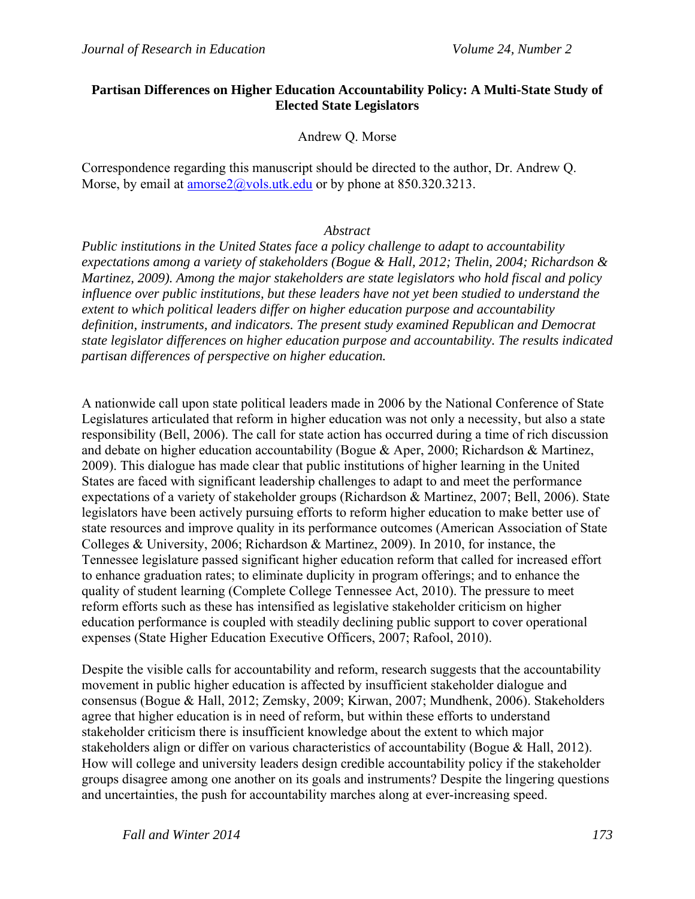# Partisan Differences on Higher Education Accountability Policy: A Multi-State Study of Elected State Legislators

Andrew Q. Morse

Correspondence regarding this manuscript should be directed to the author, Dr. Andrew Q. Morse, by email at amorse2@vols.utk.edu or by phone at 850.320.3213.

*Abstract*

*Public institutions in the United States face a policy challenge to adapt to accountability expectations among a variety of stakeholders (Bogue & Hall, 2012; Thelin, 2004; Richardson & Martinez, 2009). Among the major stakeholders are state legislators who hold fiscal and policy influence over public institutions, but these leaders have not yet been studied to understand the extent to which political leaders differ on higher education purpose and accountability definition, instruments, and indicators. The present study examined Republican and Democrat state legislator differences on higher education purpose and accountability. The results indicated partisan differences of perspective on higher education.*

A nationwide call upon state political leaders made in 2006 by the National Conference of State Legislatures articulated that reform in higher education was not only a necessity, but also a state responsibility (Bell, 2006). The call for state action has occurred during a time of rich discussion and debate on higher education accountability (Bogue & Aper, 2000; Richardson & Martinez, 2009). This dialogue has made clear that public institutions of higher learning in the United States are faced with significant leadership challenges to adapt to and meet the performance expectations of a variety of stakeholder groups (Richardson & Martinez, 2007; Bell, 2006). State legislators have been actively pursuing efforts to reform higher education to make better use of state resources and improve quality in its performance outcomes (American Association of State Colleges & University, 2006; Richardson & Martinez, 2009). In 2010, for instance, the Tennessee legislature passed significant higher education reform that called for increased effort to enhance graduation rates; to eliminate duplicity in program offerings; and to enhance the quality of student learning (Complete College Tennessee Act, 2010). The pressure to meet reform efforts such as these has intensified as legislative stakeholder criticism on higher education performance is coupled with steadily declining public support to cover operational expenses (State Higher Education Executive Officers, 2007; Rafool, 2010).

Despite the visible calls for accountability and reform, research suggests that the accountability movement in public higher education is affected by insufficient stakeholder dialogue and consensus (Bogue & Hall, 2012; Zemsky, 2009; Kirwan, 2007; Mundhenk, 2006). Stakeholders agree that higher education is in need of reform, but within these efforts to understand stakeholder criticism there is insufficient knowledge about the extent to which major stakeholders align or differ on various characteristics of accountability (Bogue & Hall, 2012). How will college and university leaders design credible accountability policy if the stakeholder groups disagree among one another on its goals and instruments? Despite the lingering questions and uncertainties, the push for accountability marches along at ever-increasing speed.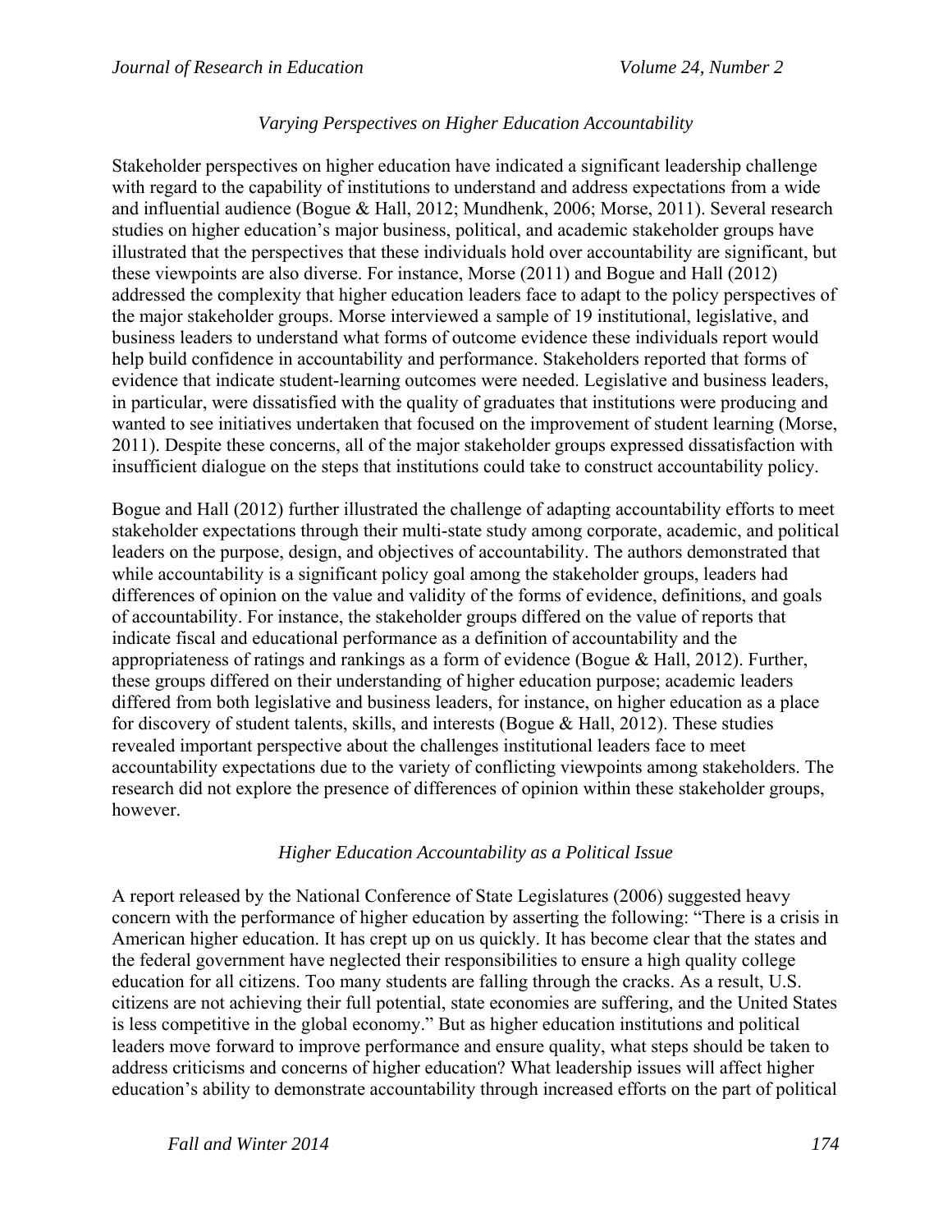### *Varying Perspectives on Higher Education Accountability*

Stakeholder perspectives on higher education have indicated a significant leadership challenge with regard to the capability of institutions to understand and address expectations from a wide and influential audience (Bogue & Hall, 2012; Mundhenk, 2006; Morse, 2011). Several research studies on higher education's major business, political, and academic stakeholder groups have illustrated that the perspectives that these individuals hold over accountability are significant, but these viewpoints are also diverse. For instance, Morse (2011) and Bogue and Hall (2012) addressed the complexity that higher education leaders face to adapt to the policy perspectives of the major stakeholder groups. Morse interviewed a sample of 19 institutional, legislative, and business leaders to understand what forms of outcome evidence these individuals report would help build confidence in accountability and performance. Stakeholders reported that forms of evidence that indicate student-learning outcomes were needed. Legislative and business leaders, in particular, were dissatisfied with the quality of graduates that institutions were producing and wanted to see initiatives undertaken that focused on the improvement of student learning (Morse, 2011). Despite these concerns, all of the major stakeholder groups expressed dissatisfaction with insufficient dialogue on the steps that institutions could take to construct accountability policy.

Bogue and Hall (2012) further illustrated the challenge of adapting accountability efforts to meet stakeholder expectations through their multi-state study among corporate, academic, and political leaders on the purpose, design, and objectives of accountability. The authors demonstrated that while accountability is a significant policy goal among the stakeholder groups, leaders had differences of opinion on the value and validity of the forms of evidence, definitions, and goals of accountability. For instance, the stakeholder groups differed on the value of reports that indicate fiscal and educational performance as a definition of accountability and the appropriateness of ratings and rankings as a form of evidence (Bogue & Hall, 2012). Further, these groups differed on their understanding of higher education purpose; academic leaders differed from both legislative and business leaders, for instance, on higher education as a place for discovery of student talents, skills, and interests (Bogue & Hall, 2012). These studies revealed important perspective about the challenges institutional leaders face to meet accountability expectations due to the variety of conflicting viewpoints among stakeholders. The research did not explore the presence of differences of opinion within these stakeholder groups, however.

### *Higher Education Accountability as a Political Issue*

A report released by the National Conference of State Legislatures (2006) suggested heavy concern with the performance of higher education by asserting the following: "There is a crisis in American higher education. It has crept up on us quickly. It has become clear that the states and the federal government have neglected their responsibilities to ensure a high quality college education for all citizens. Too many students are falling through the cracks. As a result, U.S. citizens are not achieving their full potential, state economies are suffering, and the United States is less competitive in the global economy." But as higher education institutions and political leaders move forward to improve performance and ensure quality, what steps should be taken to address criticisms and concerns of higher education? What leadership issues will affect higher education's ability to demonstrate accountability through increased efforts on the part of political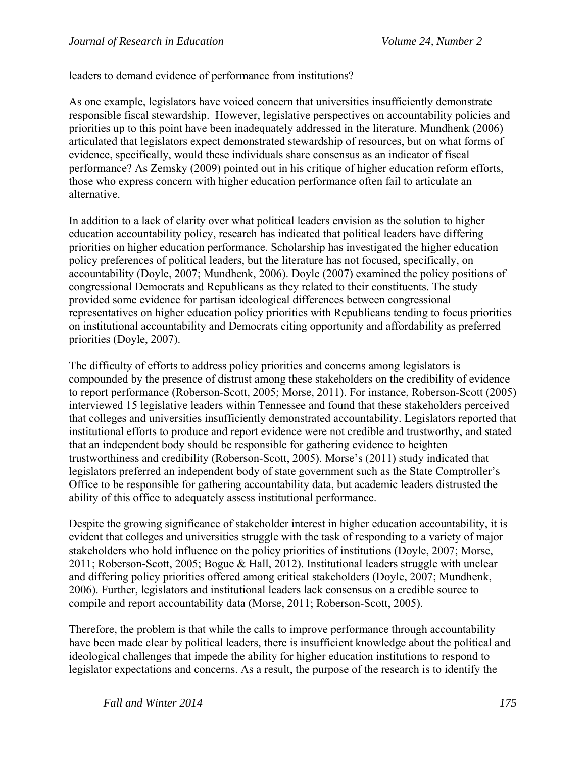leaders to demand evidence of performance from institutions?

As one example, legislators have voiced concern that universities insufficiently demonstrate responsible fiscal stewardship. However, legislative perspectives on accountability policies and priorities up to this point have been inadequately addressed in the literature. Mundhenk (2006) articulated that legislators expect demonstrated stewardship of resources, but on what forms of evidence, specifically, would these individuals share consensus as an indicator of fiscal performance? As Zemsky (2009) pointed out in his critique of higher education reform efforts, those who express concern with higher education performance often fail to articulate an alternative.

In addition to a lack of clarity over what political leaders envision as the solution to higher education accountability policy, research has indicated that political leaders have differing priorities on higher education performance. Scholarship has investigated the higher education policy preferences of political leaders, but the literature has not focused, specifically, on accountability (Doyle, 2007; Mundhenk, 2006). Doyle (2007) examined the policy positions of congressional Democrats and Republicans as they related to their constituents. The study provided some evidence for partisan ideological differences between congressional representatives on higher education policy priorities with Republicans tending to focus priorities on institutional accountability and Democrats citing opportunity and affordability as preferred priorities (Doyle, 2007).

The difficulty of efforts to address policy priorities and concerns among legislators is compounded by the presence of distrust among these stakeholders on the credibility of evidence to report performance (Roberson-Scott, 2005; Morse, 2011). For instance, Roberson-Scott (2005) interviewed 15 legislative leaders within Tennessee and found that these stakeholders perceived that colleges and universities insufficiently demonstrated accountability. Legislators reported that institutional efforts to produce and report evidence were not credible and trustworthy, and stated that an independent body should be responsible for gathering evidence to heighten trustworthiness and credibility (Roberson-Scott, 2005). Morse's (2011) study indicated that legislators preferred an independent body of state government such as the State Comptroller's Office to be responsible for gathering accountability data, but academic leaders distrusted the ability of this office to adequately assess institutional performance.

Despite the growing significance of stakeholder interest in higher education accountability, it is evident that colleges and universities struggle with the task of responding to a variety of major stakeholders who hold influence on the policy priorities of institutions (Doyle, 2007; Morse, 2011; Roberson-Scott, 2005; Bogue & Hall, 2012). Institutional leaders struggle with unclear and differing policy priorities offered among critical stakeholders (Doyle, 2007; Mundhenk, 2006). Further, legislators and institutional leaders lack consensus on a credible source to compile and report accountability data (Morse, 2011; Roberson-Scott, 2005).

Therefore, the problem is that while the calls to improve performance through accountability have been made clear by political leaders, there is insufficient knowledge about the political and ideological challenges that impede the ability for higher education institutions to respond to legislator expectations and concerns. As a result, the purpose of the research is to identify the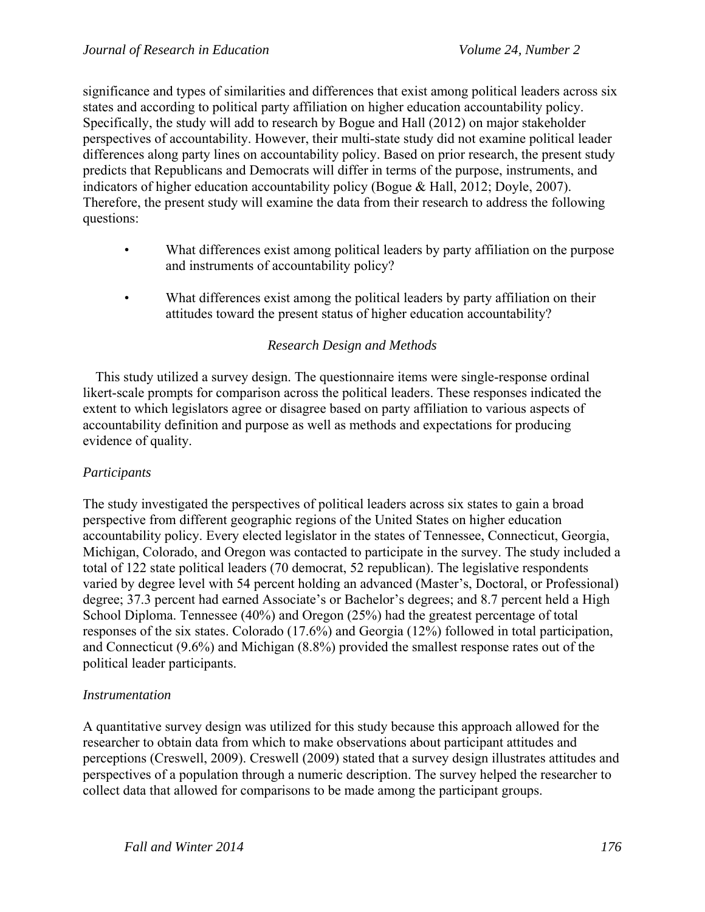significance and types of similarities and differences that exist among political leaders across six states and according to political party affiliation on higher education accountability policy. Specifically, the study will add to research by Bogue and Hall (2012) on major stakeholder perspectives of accountability. However, their multi-state study did not examine political leader differences along party lines on accountability policy. Based on prior research, the present study predicts that Republicans and Democrats will differ in terms of the purpose, instruments, and indicators of higher education accountability policy (Bogue & Hall, 2012; Doyle, 2007). Therefore, the present study will examine the data from their research to address the following questions:

- What differences exist among political leaders by party affiliation on the purpose and instruments of accountability policy?
- What differences exist among the political leaders by party affiliation on their attitudes toward the present status of higher education accountability?

## *Research Design and Methods*

This study utilized a survey design. The questionnaire items were single-response ordinal likert-scale prompts for comparison across the political leaders. These responses indicated the extent to which legislators agree or disagree based on party affiliation to various aspects of accountability definition and purpose as well as methods and expectations for producing evidence of quality.

### *Participants*

The study investigated the perspectives of political leaders across six states to gain a broad perspective from different geographic regions of the United States on higher education accountability policy. Every elected legislator in the states of Tennessee, Connecticut, Georgia, Michigan, Colorado, and Oregon was contacted to participate in the survey. The study included a total of 122 state political leaders (70 democrat, 52 republican). The legislative respondents varied by degree level with 54 percent holding an advanced (Master's, Doctoral, or Professional) degree; 37.3 percent had earned Associate's or Bachelor's degrees; and 8.7 percent held a High School Diploma. Tennessee (40%) and Oregon (25%) had the greatest percentage of total responses of the six states. Colorado (17.6%) and Georgia (12%) followed in total participation, and Connecticut (9.6%) and Michigan (8.8%) provided the smallest response rates out of the political leader participants.

### *Instrumentation*

A quantitative survey design was utilized for this study because this approach allowed for the researcher to obtain data from which to make observations about participant attitudes and perceptions (Creswell, 2009). Creswell (2009) stated that a survey design illustrates attitudes and perspectives of a population through a numeric description. The survey helped the researcher to collect data that allowed for comparisons to be made among the participant groups.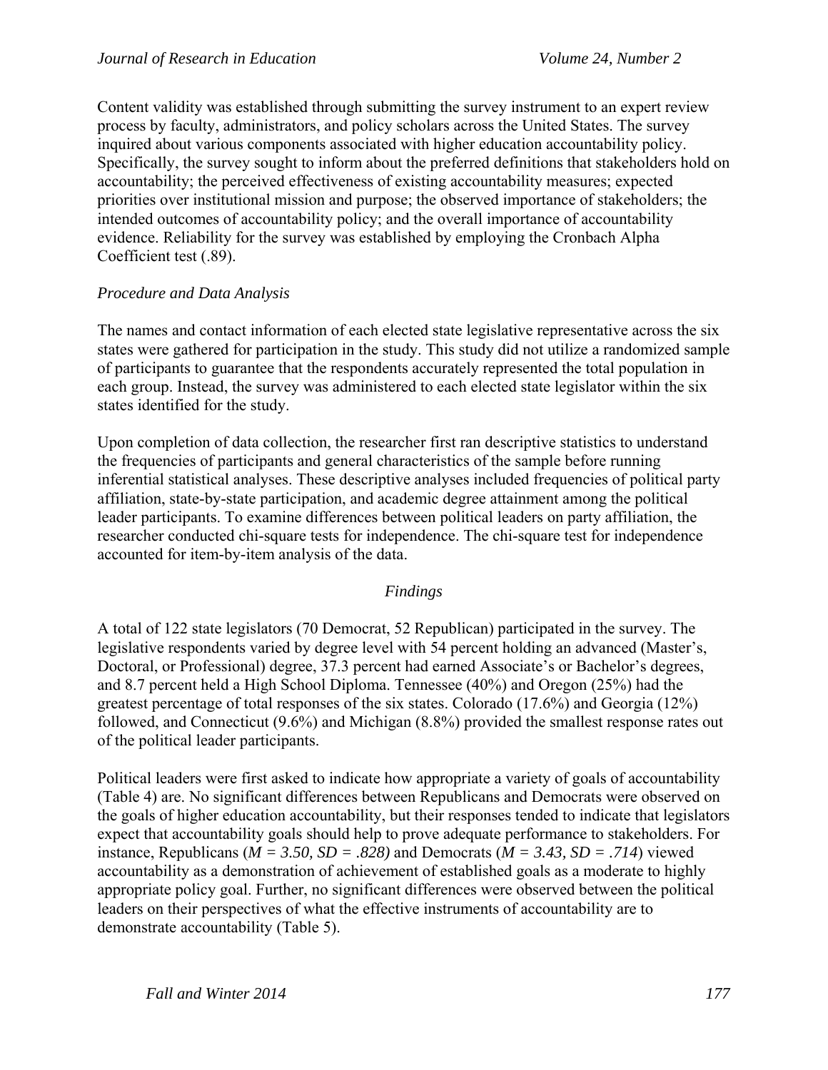Content validity was established through submitting the survey instrument to an expert review process by faculty, administrators, and policy scholars across the United States. The survey inquired about various components associated with higher education accountability policy. Specifically, the survey sought to inform about the preferred definitions that stakeholders hold on accountability; the perceived effectiveness of existing accountability measures; expected priorities over institutional mission and purpose; the observed importance of stakeholders; the intended outcomes of accountability policy; and the overall importance of accountability evidence. Reliability for the survey was established by employing the Cronbach Alpha Coefficient test (.89).

### *Procedure and Data Analysis*

The names and contact information of each elected state legislative representative across the six states were gathered for participation in the study. This study did not utilize a randomized sample of participants to guarantee that the respondents accurately represented the total population in each group. Instead, the survey was administered to each elected state legislator within the six states identified for the study.

Upon completion of data collection, the researcher first ran descriptive statistics to understand the frequencies of participants and general characteristics of the sample before running inferential statistical analyses. These descriptive analyses included frequencies of political party affiliation, state-by-state participation, and academic degree attainment among the political leader participants. To examine differences between political leaders on party affiliation, the researcher conducted chi-square tests for independence. The chi-square test for independence accounted for item-by-item analysis of the data.

## *Findings*

A total of 122 state legislators (70 Democrat, 52 Republican) participated in the survey. The legislative respondents varied by degree level with 54 percent holding an advanced (Master's, Doctoral, or Professional) degree, 37.3 percent had earned Associate's or Bachelor's degrees, and 8.7 percent held a High School Diploma. Tennessee (40%) and Oregon (25%) had the greatest percentage of total responses of the six states. Colorado (17.6%) and Georgia (12%) followed, and Connecticut (9.6%) and Michigan (8.8%) provided the smallest response rates out of the political leader participants.

Political leaders were first asked to indicate how appropriate a variety of goals of accountability (Table 4) are. No significant differences between Republicans and Democrats were observed on the goals of higher education accountability, but their responses tended to indicate that legislators expect that accountability goals should help to prove adequate performance to stakeholders. For instance, Republicans ($M = 3.50, SD = .828$) and Democrats ($M = 3.43, SD = .714$) viewed accountability as a demonstration of achievement of established goals as a moderate to highly appropriate policy goal. Further, no significant differences were observed between the political leaders on their perspectives of what the effective instruments of accountability are to demonstrate accountability (Table 5).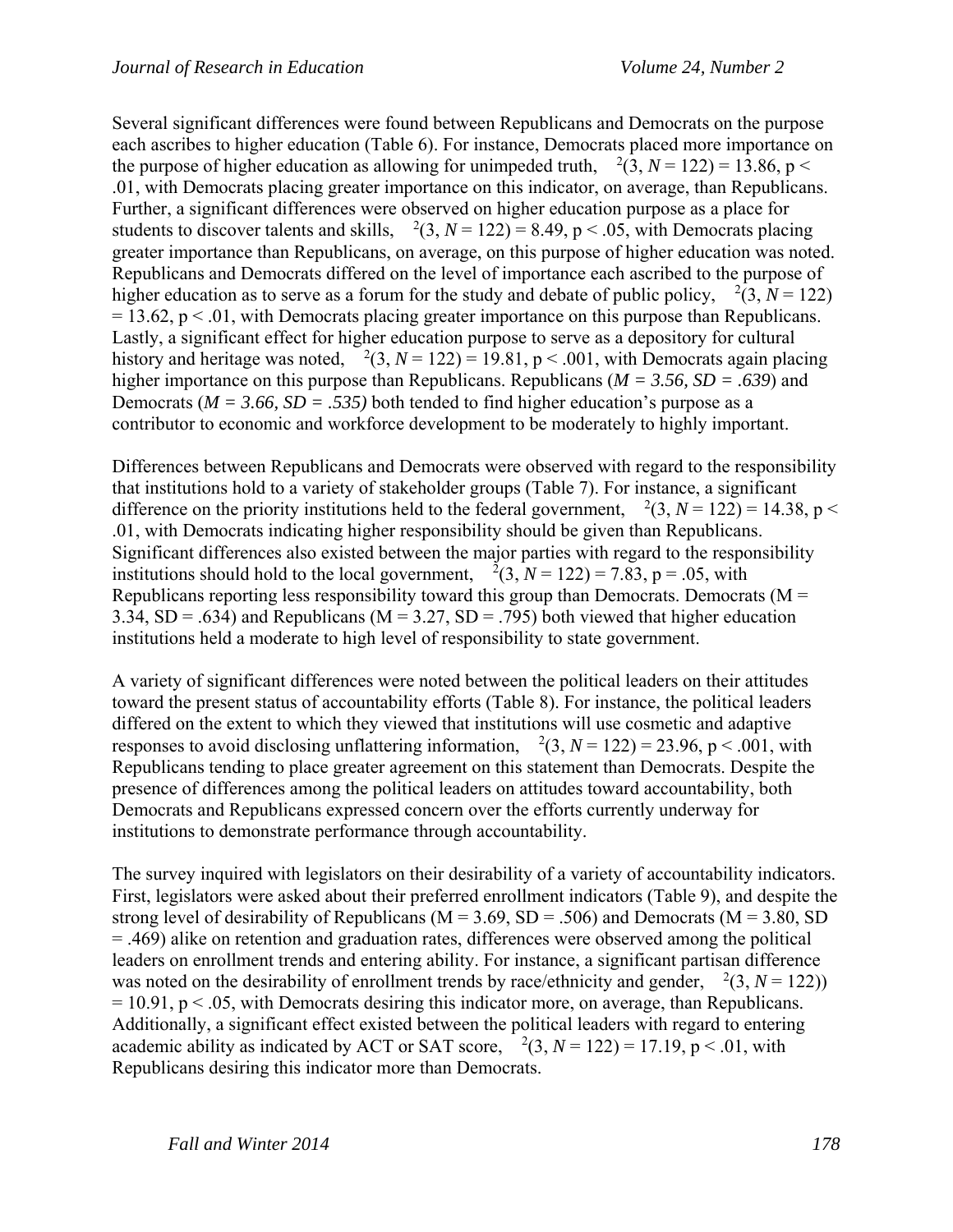Several significant differences were found between Republicans and Democrats on the purpose each ascribes to higher education (Table 6). For instance, Democrats placed more importance on the purpose of higher education as allowing for unimpeded truth, $\chi^2(3, N = 122) = 13.86$, $p < .01$, with Democrats placing greater importance on this indicator, on average, than Republicans. Further, a significant differences were observed on higher education purpose as a place for students to discover talents and skills, $\chi^2(3, N = 122) = 8.49$, $p < .05$, with Democrats placing greater importance than Republicans, on average, on this purpose of higher education was noted. Republicans and Democrats differed on the level of importance each ascribed to the purpose of higher education as to serve as a forum for the study and debate of public policy, $\chi^2(3, N = 122) = 13.62$, $p < .01$, with Democrats placing greater importance on this purpose than Republicans. Lastly, a significant effect for higher education purpose to serve as a depository for cultural history and heritage was noted, $\chi^2(3, N = 122) = 19.81$, $p < .001$, with Democrats again placing higher importance on this purpose than Republicans. Republicans (*M = 3.56, SD = .639*) and Democrats (*M = 3.66, SD = .535)* both tended to find higher education's purpose as a contributor to economic and workforce development to be moderately to highly important.

Differences between Republicans and Democrats were observed with regard to the responsibility that institutions hold to a variety of stakeholder groups (Table 7). For instance, a significant difference on the priority institutions held to the federal government, $\chi^2(3, N = 122) = 14.38$, $p < .01$, with Democrats indicating higher responsibility should be given than Republicans. Significant differences also existed between the major parties with regard to the responsibility institutions should hold to the local government, $\chi^2(3, N = 122) = 7.83$, $p = .05$, with Republicans reporting less responsibility toward this group than Democrats. Democrats (M = 3.34, SD = .634) and Republicans (M = 3.27, SD = .795) both viewed that higher education institutions held a moderate to high level of responsibility to state government.

A variety of significant differences were noted between the political leaders on their attitudes toward the present status of accountability efforts (Table 8). For instance, the political leaders differed on the extent to which they viewed that institutions will use cosmetic and adaptive responses to avoid disclosing unflattering information, $\chi^2(3, N = 122) = 23.96$, $p < .001$, with Republicans tending to place greater agreement on this statement than Democrats. Despite the presence of differences among the political leaders on attitudes toward accountability, both Democrats and Republicans expressed concern over the efforts currently underway for institutions to demonstrate performance through accountability.

The survey inquired with legislators on their desirability of a variety of accountability indicators. First, legislators were asked about their preferred enrollment indicators (Table 9), and despite the strong level of desirability of Republicans (M = 3.69, SD = .506) and Democrats (M = 3.80, SD = .469) alike on retention and graduation rates, differences were observed among the political leaders on enrollment trends and entering ability. For instance, a significant partisan difference was noted on the desirability of enrollment trends by race/ethnicity and gender, $\chi^2(3, N = 122)) = 10.91$, $p < .05$, with Democrats desiring this indicator more, on average, than Republicans. Additionally, a significant effect existed between the political leaders with regard to entering academic ability as indicated by ACT or SAT score, $\chi^2(3, N = 122) = 17.19$, $p < .01$, with Republicans desiring this indicator more than Democrats.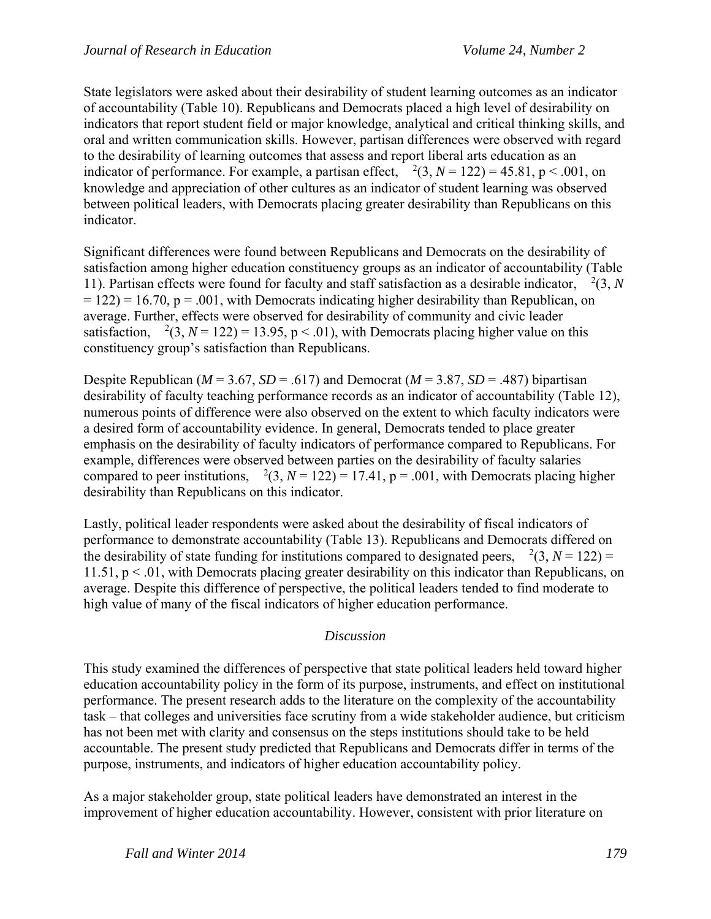State legislators were asked about their desirability of student learning outcomes as an indicator of accountability (Table 10). Republicans and Democrats placed a high level of desirability on indicators that report student field or major knowledge, analytical and critical thinking skills, and oral and written communication skills. However, partisan differences were observed with regard to the desirability of learning outcomes that assess and report liberal arts education as an indicator of performance. For example, a partisan effect, $\chi^2(3, N = 122) = 45.81$, $p < .001$, on knowledge and appreciation of other cultures as an indicator of student learning was observed between political leaders, with Democrats placing greater desirability than Republicans on this indicator.

Significant differences were found between Republicans and Democrats on the desirability of satisfaction among higher education constituency groups as an indicator of accountability (Table 11). Partisan effects were found for faculty and staff satisfaction as a desirable indicator, $\chi^2(3, N = 122) = 16.70$, $p = .001$, with Democrats indicating higher desirability than Republican, on average. Further, effects were observed for desirability of community and civic leader satisfaction, $\chi^2(3, N = 122) = 13.95$, $p < .01$), with Democrats placing higher value on this constituency group's satisfaction than Republicans.

Despite Republican ($M = 3.67$, $SD = .617$) and Democrat ($M = 3.87$, $SD = .487$) bipartisan desirability of faculty teaching performance records as an indicator of accountability (Table 12), numerous points of difference were also observed on the extent to which faculty indicators were a desired form of accountability evidence. In general, Democrats tended to place greater emphasis on the desirability of faculty indicators of performance compared to Republicans. For example, differences were observed between parties on the desirability of faculty salaries compared to peer institutions, $\chi^2(3, N = 122) = 17.41$, $p = .001$, with Democrats placing higher desirability than Republicans on this indicator.

Lastly, political leader respondents were asked about the desirability of fiscal indicators of performance to demonstrate accountability (Table 13). Republicans and Democrats differed on the desirability of state funding for institutions compared to designated peers, $\chi^2(3, N = 122) = 11.51$, $p < .01$, with Democrats placing greater desirability on this indicator than Republicans, on average. Despite this difference of perspective, the political leaders tended to find moderate to high value of many of the fiscal indicators of higher education performance.

## *Discussion*

This study examined the differences of perspective that state political leaders held toward higher education accountability policy in the form of its purpose, instruments, and effect on institutional performance. The present research adds to the literature on the complexity of the accountability task – that colleges and universities face scrutiny from a wide stakeholder audience, but criticism has not been met with clarity and consensus on the steps institutions should take to be held accountable. The present study predicted that Republicans and Democrats differ in terms of the purpose, instruments, and indicators of higher education accountability policy.

As a major stakeholder group, state political leaders have demonstrated an interest in the improvement of higher education accountability. However, consistent with prior literature on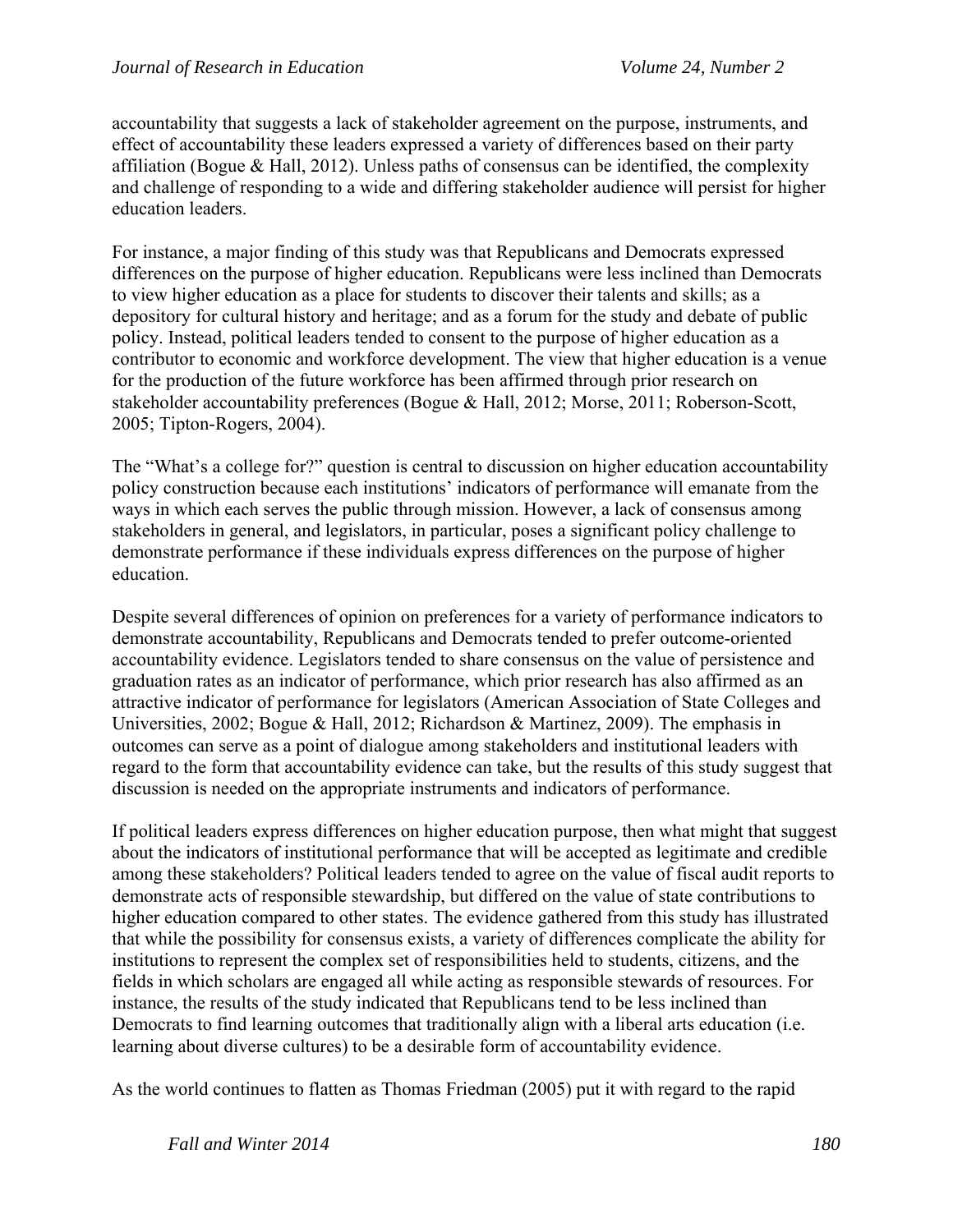accountability that suggests a lack of stakeholder agreement on the purpose, instruments, and effect of accountability these leaders expressed a variety of differences based on their party affiliation (Bogue & Hall, 2012). Unless paths of consensus can be identified, the complexity and challenge of responding to a wide and differing stakeholder audience will persist for higher education leaders.

For instance, a major finding of this study was that Republicans and Democrats expressed differences on the purpose of higher education. Republicans were less inclined than Democrats to view higher education as a place for students to discover their talents and skills; as a depository for cultural history and heritage; and as a forum for the study and debate of public policy. Instead, political leaders tended to consent to the purpose of higher education as a contributor to economic and workforce development. The view that higher education is a venue for the production of the future workforce has been affirmed through prior research on stakeholder accountability preferences (Bogue & Hall, 2012; Morse, 2011; Roberson-Scott, 2005; Tipton-Rogers, 2004).

The "What's a college for?" question is central to discussion on higher education accountability policy construction because each institutions' indicators of performance will emanate from the ways in which each serves the public through mission. However, a lack of consensus among stakeholders in general, and legislators, in particular, poses a significant policy challenge to demonstrate performance if these individuals express differences on the purpose of higher education.

Despite several differences of opinion on preferences for a variety of performance indicators to demonstrate accountability, Republicans and Democrats tended to prefer outcome-oriented accountability evidence. Legislators tended to share consensus on the value of persistence and graduation rates as an indicator of performance, which prior research has also affirmed as an attractive indicator of performance for legislators (American Association of State Colleges and Universities, 2002; Bogue & Hall, 2012; Richardson & Martinez, 2009). The emphasis in outcomes can serve as a point of dialogue among stakeholders and institutional leaders with regard to the form that accountability evidence can take, but the results of this study suggest that discussion is needed on the appropriate instruments and indicators of performance.

If political leaders express differences on higher education purpose, then what might that suggest about the indicators of institutional performance that will be accepted as legitimate and credible among these stakeholders? Political leaders tended to agree on the value of fiscal audit reports to demonstrate acts of responsible stewardship, but differed on the value of state contributions to higher education compared to other states. The evidence gathered from this study has illustrated that while the possibility for consensus exists, a variety of differences complicate the ability for institutions to represent the complex set of responsibilities held to students, citizens, and the fields in which scholars are engaged all while acting as responsible stewards of resources. For instance, the results of the study indicated that Republicans tend to be less inclined than Democrats to find learning outcomes that traditionally align with a liberal arts education (i.e. learning about diverse cultures) to be a desirable form of accountability evidence.

As the world continues to flatten as Thomas Friedman (2005) put it with regard to the rapid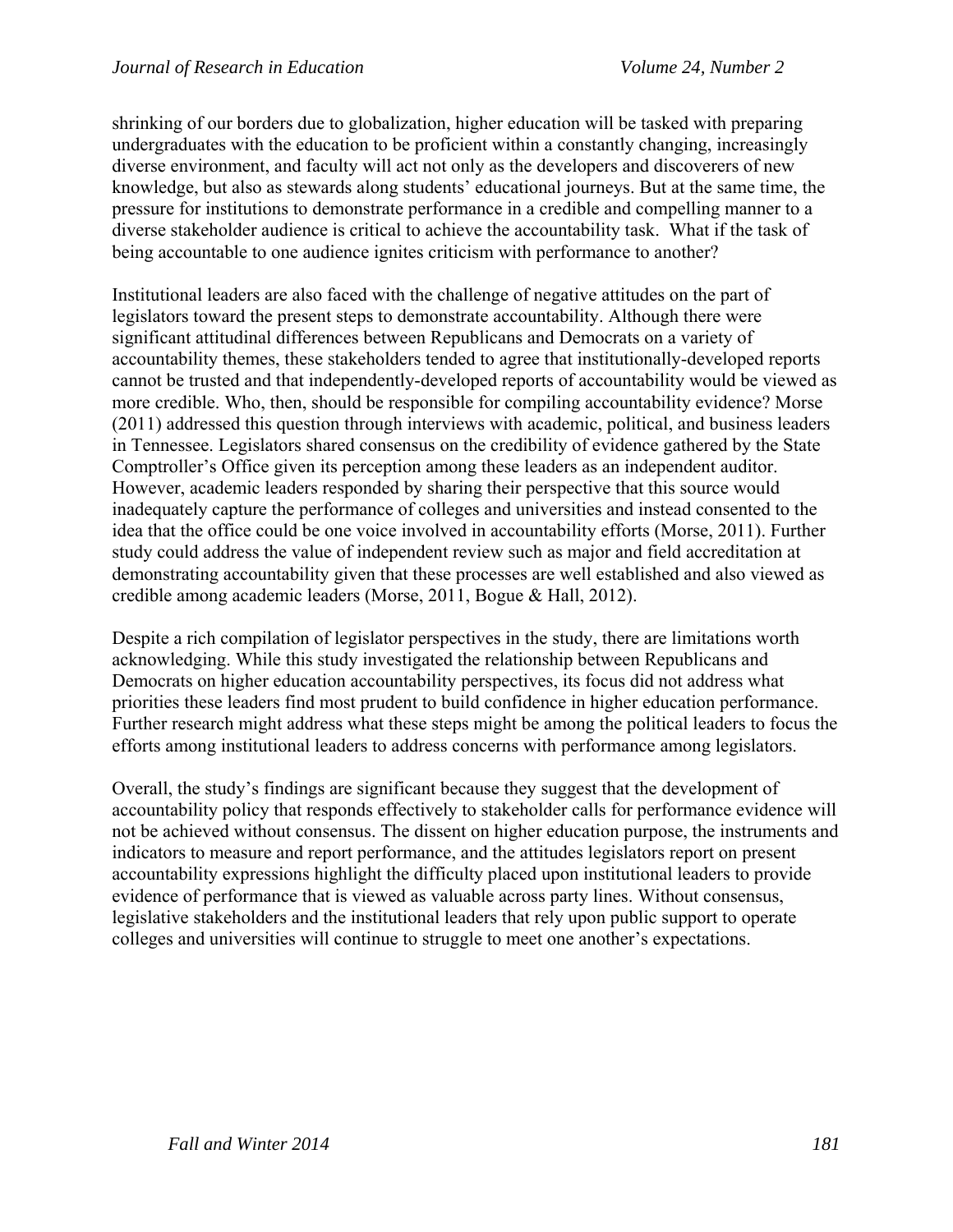shrinking of our borders due to globalization, higher education will be tasked with preparing undergraduates with the education to be proficient within a constantly changing, increasingly diverse environment, and faculty will act not only as the developers and discoverers of new knowledge, but also as stewards along students' educational journeys. But at the same time, the pressure for institutions to demonstrate performance in a credible and compelling manner to a diverse stakeholder audience is critical to achieve the accountability task. What if the task of being accountable to one audience ignites criticism with performance to another?

Institutional leaders are also faced with the challenge of negative attitudes on the part of legislators toward the present steps to demonstrate accountability. Although there were significant attitudinal differences between Republicans and Democrats on a variety of accountability themes, these stakeholders tended to agree that institutionally-developed reports cannot be trusted and that independently-developed reports of accountability would be viewed as more credible. Who, then, should be responsible for compiling accountability evidence? Morse (2011) addressed this question through interviews with academic, political, and business leaders in Tennessee. Legislators shared consensus on the credibility of evidence gathered by the State Comptroller's Office given its perception among these leaders as an independent auditor. However, academic leaders responded by sharing their perspective that this source would inadequately capture the performance of colleges and universities and instead consented to the idea that the office could be one voice involved in accountability efforts (Morse, 2011). Further study could address the value of independent review such as major and field accreditation at demonstrating accountability given that these processes are well established and also viewed as credible among academic leaders (Morse, 2011, Bogue & Hall, 2012).

Despite a rich compilation of legislator perspectives in the study, there are limitations worth acknowledging. While this study investigated the relationship between Republicans and Democrats on higher education accountability perspectives, its focus did not address what priorities these leaders find most prudent to build confidence in higher education performance. Further research might address what these steps might be among the political leaders to focus the efforts among institutional leaders to address concerns with performance among legislators.

Overall, the study's findings are significant because they suggest that the development of accountability policy that responds effectively to stakeholder calls for performance evidence will not be achieved without consensus. The dissent on higher education purpose, the instruments and indicators to measure and report performance, and the attitudes legislators report on present accountability expressions highlight the difficulty placed upon institutional leaders to provide evidence of performance that is viewed as valuable across party lines. Without consensus, legislative stakeholders and the institutional leaders that rely upon public support to operate colleges and universities will continue to struggle to meet one another's expectations.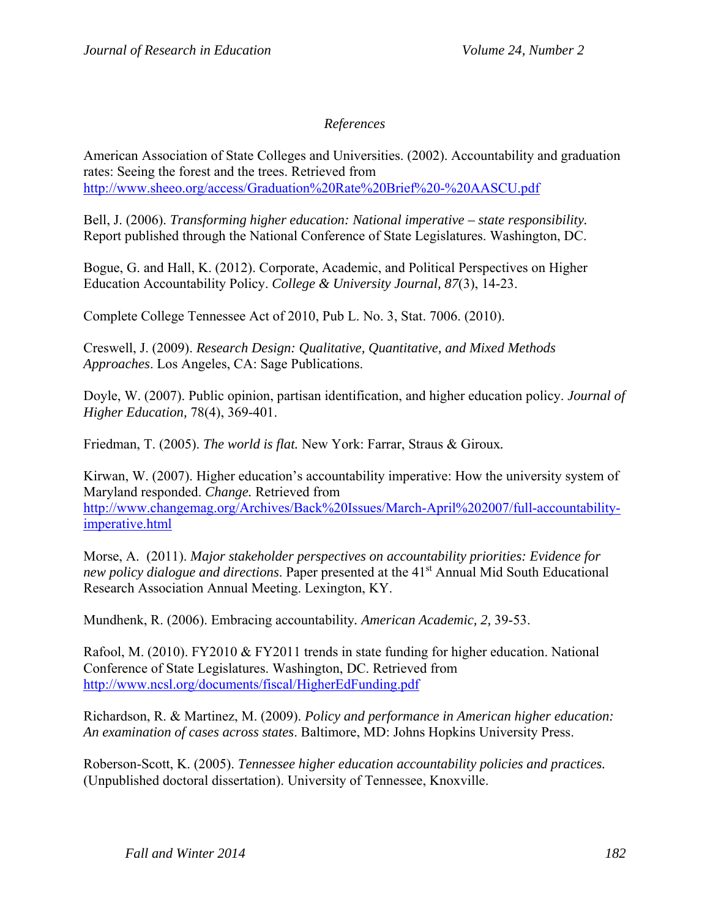*References*

American Association of State Colleges and Universities. (2002). Accountability and graduation rates: Seeing the forest and the trees. Retrieved from http://www.sheeo.org/access/Graduation%20Rate%20Brief%20-%20AASCU.pdf

Bell, J. (2006). *Transforming higher education: National imperative – state responsibility.* Report published through the National Conference of State Legislatures. Washington, DC.

Bogue, G. and Hall, K. (2012). Corporate, Academic, and Political Perspectives on Higher Education Accountability Policy. *College & University Journal, 87*(3), 14-23.

Complete College Tennessee Act of 2010, Pub L. No. 3, Stat. 7006. (2010).

Creswell, J. (2009). *Research Design: Qualitative, Quantitative, and Mixed Methods Approaches*. Los Angeles, CA: Sage Publications.

Doyle, W. (2007). Public opinion, partisan identification, and higher education policy. *Journal of Higher Education,* 78(4), 369-401.

Friedman, T. (2005). *The world is flat.* New York: Farrar, Straus & Giroux.

Kirwan, W. (2007). Higher education's accountability imperative: How the university system of Maryland responded. *Change.* Retrieved from http://www.changemag.org/Archives/Back%20Issues/March-April%202007/full-accountability-imperative.html

Morse, A. (2011). *Major stakeholder perspectives on accountability priorities: Evidence for new policy dialogue and directions*. Paper presented at the 41st Annual Mid South Educational Research Association Annual Meeting. Lexington, KY.

Mundhenk, R. (2006). Embracing accountability. *American Academic, 2,* 39-53.

Rafool, M. (2010). FY2010 & FY2011 trends in state funding for higher education. National Conference of State Legislatures. Washington, DC. Retrieved from http://www.ncsl.org/documents/fiscal/HigherEdFunding.pdf

Richardson, R. & Martinez, M. (2009). *Policy and performance in American higher education: An examination of cases across states*. Baltimore, MD: Johns Hopkins University Press.

Roberson-Scott, K. (2005). *Tennessee higher education accountability policies and practices.* (Unpublished doctoral dissertation). University of Tennessee, Knoxville.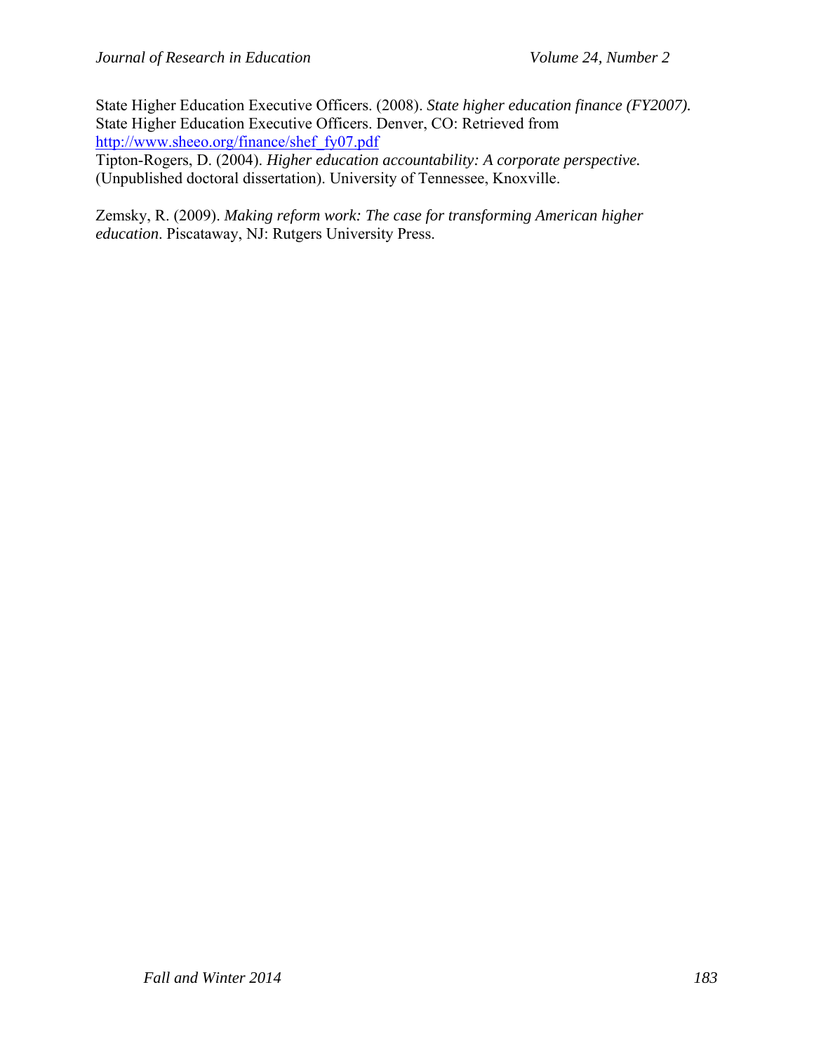State Higher Education Executive Officers. (2008). *State higher education finance (FY2007).* State Higher Education Executive Officers. Denver, CO: Retrieved from http://www.sheeo.org/finance/shef_fy07.pdf

Tipton-Rogers, D. (2004). *Higher education accountability: A corporate perspective.* (Unpublished doctoral dissertation). University of Tennessee, Knoxville.

Zemsky, R. (2009). *Making reform work: The case for transforming American higher education*. Piscataway, NJ: Rutgers University Press.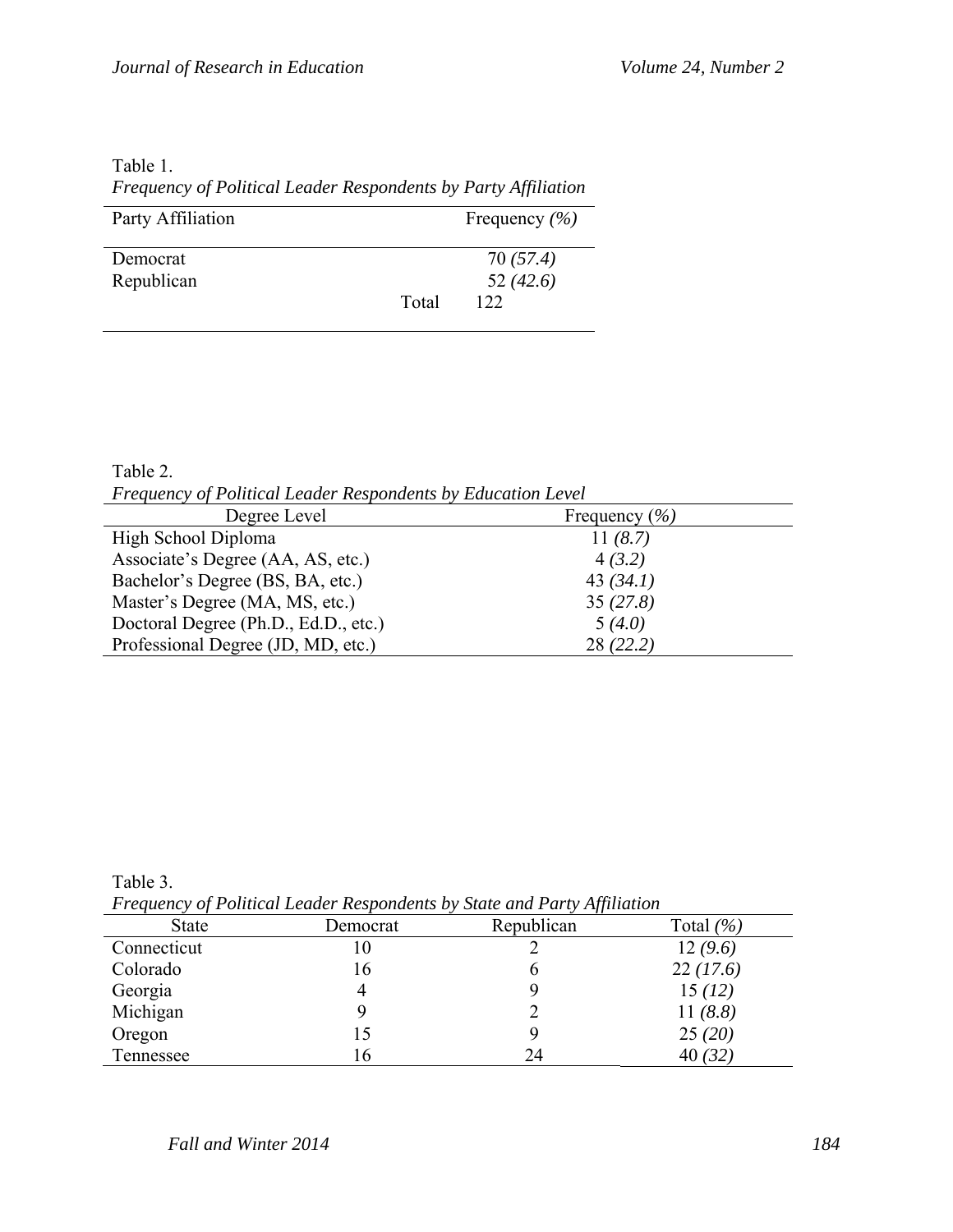Table 1.
*Frequency of Political Leader Respondents by Party Affiliation*

| Party Affiliation | | Frequency *(%)* |
|---|---|---|
| Democrat | | 70 *(57.4)* |
| Republican | | 52 *(42.6)* |
| | Total | 122 |

Table 2.
*Frequency of Political Leader Respondents by Education Level*

| Degree Level | Frequency *(%)* |
|---|---|
| High School Diploma | 11 *(8.7)* |
| Associate's Degree (AA, AS, etc.) | 4 *(3.2)* |
| Bachelor's Degree (BS, BA, etc.) | 43 *(34.1)* |
| Master's Degree (MA, MS, etc.) | 35 *(27.8)* |
| Doctoral Degree (Ph.D., Ed.D., etc.) | 5 *(4.0)* |
| Professional Degree (JD, MD, etc.) | 28 *(22.2)* |

Table 3.
*Frequency of Political Leader Respondents by State and Party Affiliation*

| State | Democrat | Republican | Total *(%)* |
|---|---|---|---|
| Connecticut | 10 | 2 | 12 *(9.6)* |
| Colorado | 16 | 6 | 22 *(17.6)* |
| Georgia | 4 | 9 | 15 *(12)* |
| Michigan | 9 | 2 | 11 *(8.8)* |
| Oregon | 15 | 9 | 25 *(20)* |
| Tennessee | 16 | 24 | 40 *(32)* |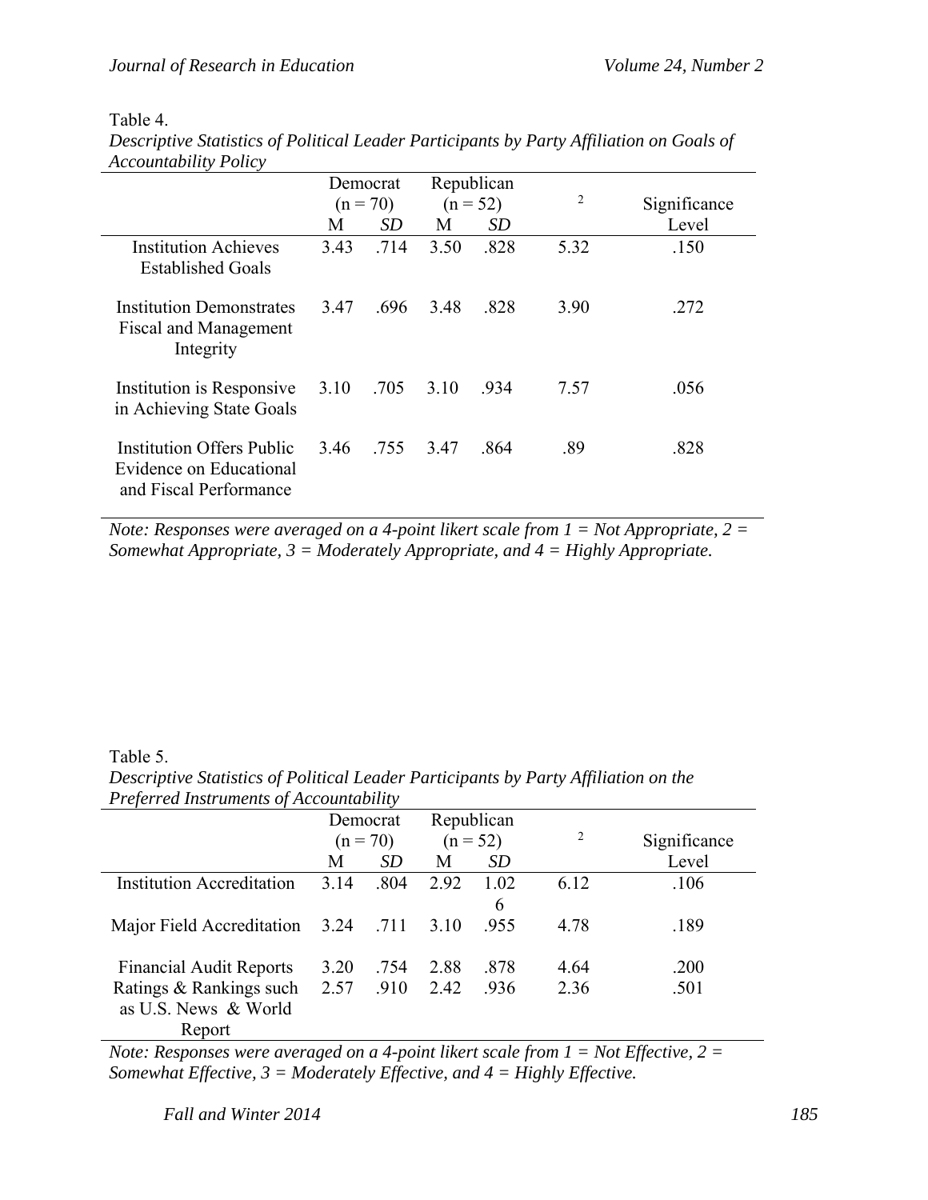Table 4.
*Descriptive Statistics of Political Leader Participants by Party Affiliation on Goals of Accountability Policy*

| | Democrat (n = 70) | | Republican (n = 52) | | $^{2}$ | Significance Level |
|---|---|---|---|---|---|---|
| | M | *SD* | M | *SD* | | |
| Institution Achieves Established Goals | 3.43 | .714 | 3.50 | .828 | 5.32 | .150 |
| Institution Demonstrates Fiscal and Management Integrity | 3.47 | .696 | 3.48 | .828 | 3.90 | .272 |
| Institution is Responsive in Achieving State Goals | 3.10 | .705 | 3.10 | .934 | 7.57 | .056 |
| Institution Offers Public Evidence on Educational and Fiscal Performance | 3.46 | .755 | 3.47 | .864 | .89 | .828 |

*Note: Responses were averaged on a 4-point likert scale from 1 = Not Appropriate, 2 = Somewhat Appropriate, 3 = Moderately Appropriate, and 4 = Highly Appropriate.*

Table 5.
*Descriptive Statistics of Political Leader Participants by Party Affiliation on the Preferred Instruments of Accountability*

| | Democrat (n = 70) | | Republican (n = 52) | | $^{2}$ | Significance Level |
|---|---|---|---|---|---|---|
| | M | *SD* | M | *SD* | | |
| Institution Accreditation | 3.14 | .804 | 2.92 | 1.026 | 6.12 | .106 |
| Major Field Accreditation | 3.24 | .711 | 3.10 | .955 | 4.78 | .189 |
| Financial Audit Reports | 3.20 | .754 | 2.88 | .878 | 4.64 | .200 |
| Ratings & Rankings such as U.S. News & World Report | 2.57 | .910 | 2.42 | .936 | 2.36 | .501 |

*Note: Responses were averaged on a 4-point likert scale from 1 = Not Effective, 2 = Somewhat Effective, 3 = Moderately Effective, and 4 = Highly Effective.*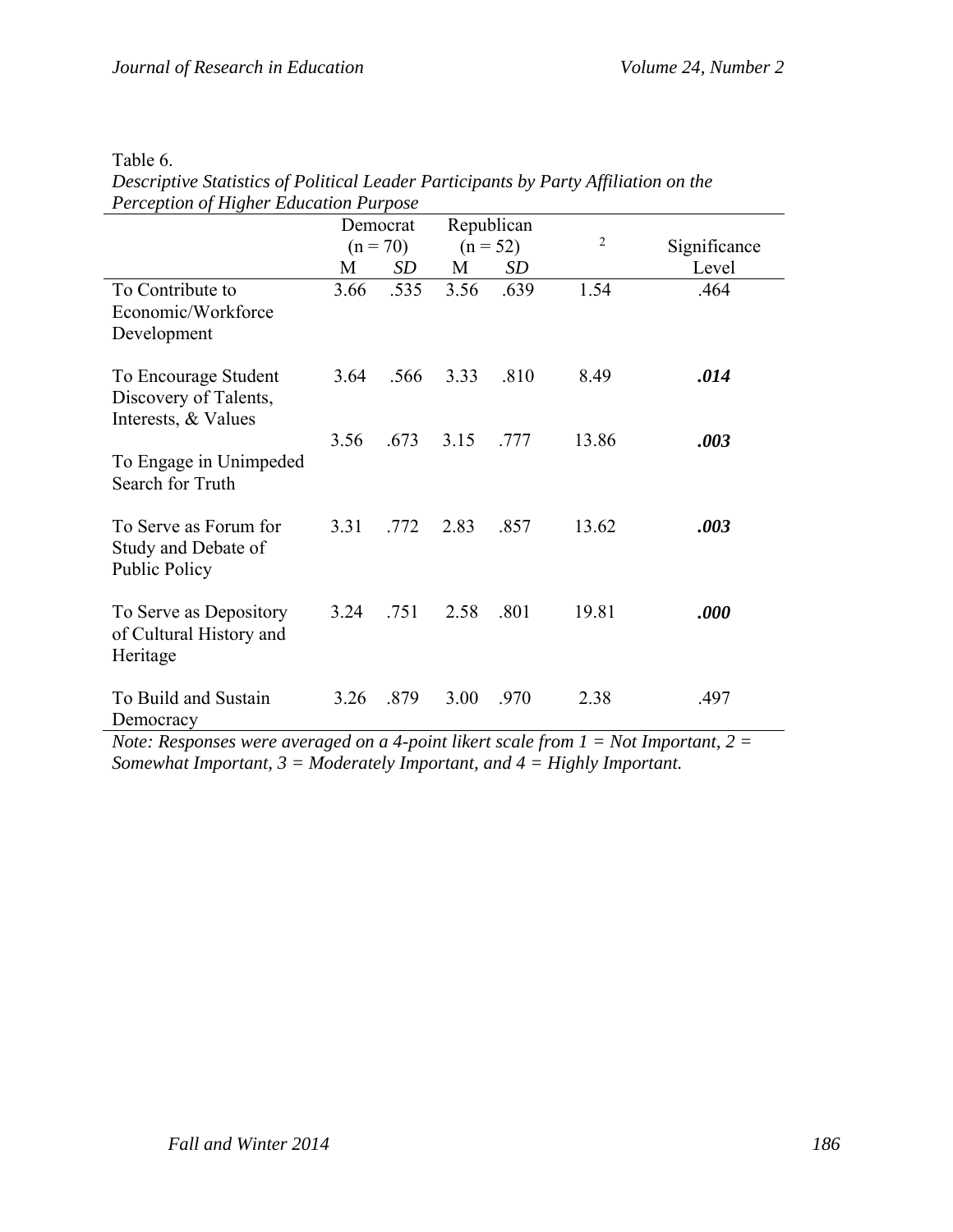Table 6.
*Descriptive Statistics of Political Leader Participants by Party Affiliation on the Perception of Higher Education Purpose*

| | Democrat (n = 70) | | Republican (n = 52) | | $^2$ | Significance Level |
|---|---|---|---|---|---|---|
| | M | *SD* | M | *SD* | | |
| To Contribute to Economic/Workforce Development | 3.66 | .535 | 3.56 | .639 | 1.54 | .464 |
| To Encourage Student Discovery of Talents, Interests, & Values | 3.64 | .566 | 3.33 | .810 | 8.49 | ***.014*** |
| To Engage in Unimpeded Search for Truth | 3.56 | .673 | 3.15 | .777 | 13.86 | ***.003*** |
| To Serve as Forum for Study and Debate of Public Policy | 3.31 | .772 | 2.83 | .857 | 13.62 | ***.003*** |
| To Serve as Depository of Cultural History and Heritage | 3.24 | .751 | 2.58 | .801 | 19.81 | ***.000*** |
| To Build and Sustain Democracy | 3.26 | .879 | 3.00 | .970 | 2.38 | .497 |

*Note: Responses were averaged on a 4-point likert scale from 1 = Not Important, 2 = Somewhat Important, 3 = Moderately Important, and 4 = Highly Important.*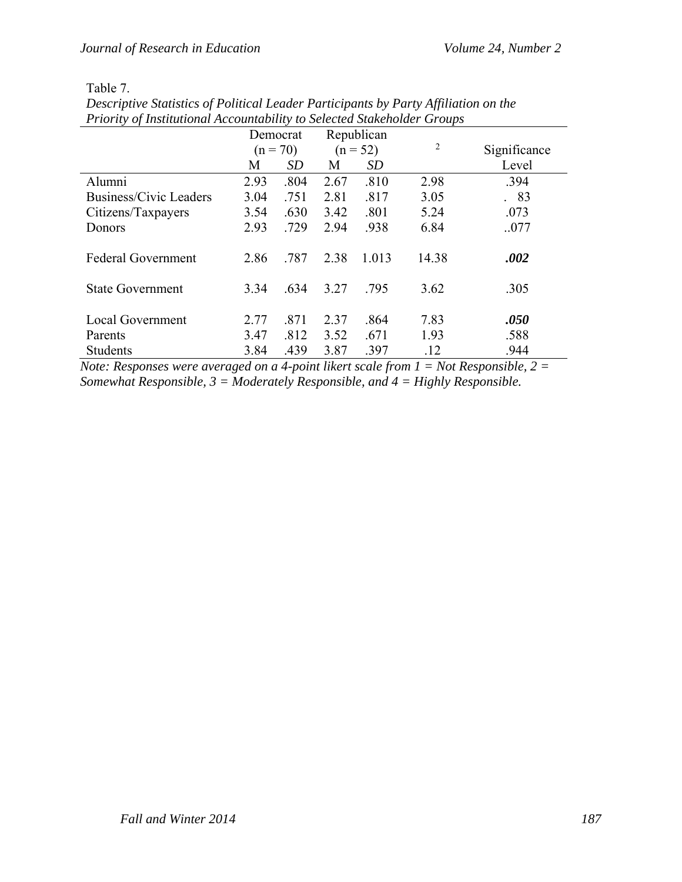Table 7.

*Descriptive Statistics of Political Leader Participants by Party Affiliation on the Priority of Institutional Accountability to Selected Stakeholder Groups*

| | Democrat (n = 70) | | Republican (n = 52) | | 2 | Significance Level |
|---|---|---|---|---|---|---|
| | M | *SD* | M | *SD* | | |
| Alumni | 2.93 | .804 | 2.67 | .810 | 2.98 | .394 |
| Business/Civic Leaders | 3.04 | .751 | 2.81 | .817 | 3.05 | . 83 |
| Citizens/Taxpayers | 3.54 | .630 | 3.42 | .801 | 5.24 | .073 |
| Donors | 2.93 | .729 | 2.94 | .938 | 6.84 | ..077 |
| Federal Government | 2.86 | .787 | 2.38 | 1.013 | 14.38 | ***.002*** |
| State Government | 3.34 | .634 | 3.27 | .795 | 3.62 | .305 |
| Local Government | 2.77 | .871 | 2.37 | .864 | 7.83 | ***.050*** |
| Parents | 3.47 | .812 | 3.52 | .671 | 1.93 | .588 |
| Students | 3.84 | .439 | 3.87 | .397 | .12 | .944 |

*Note: Responses were averaged on a 4-point likert scale from 1 = Not Responsible, 2 = Somewhat Responsible, 3 = Moderately Responsible, and 4 = Highly Responsible.*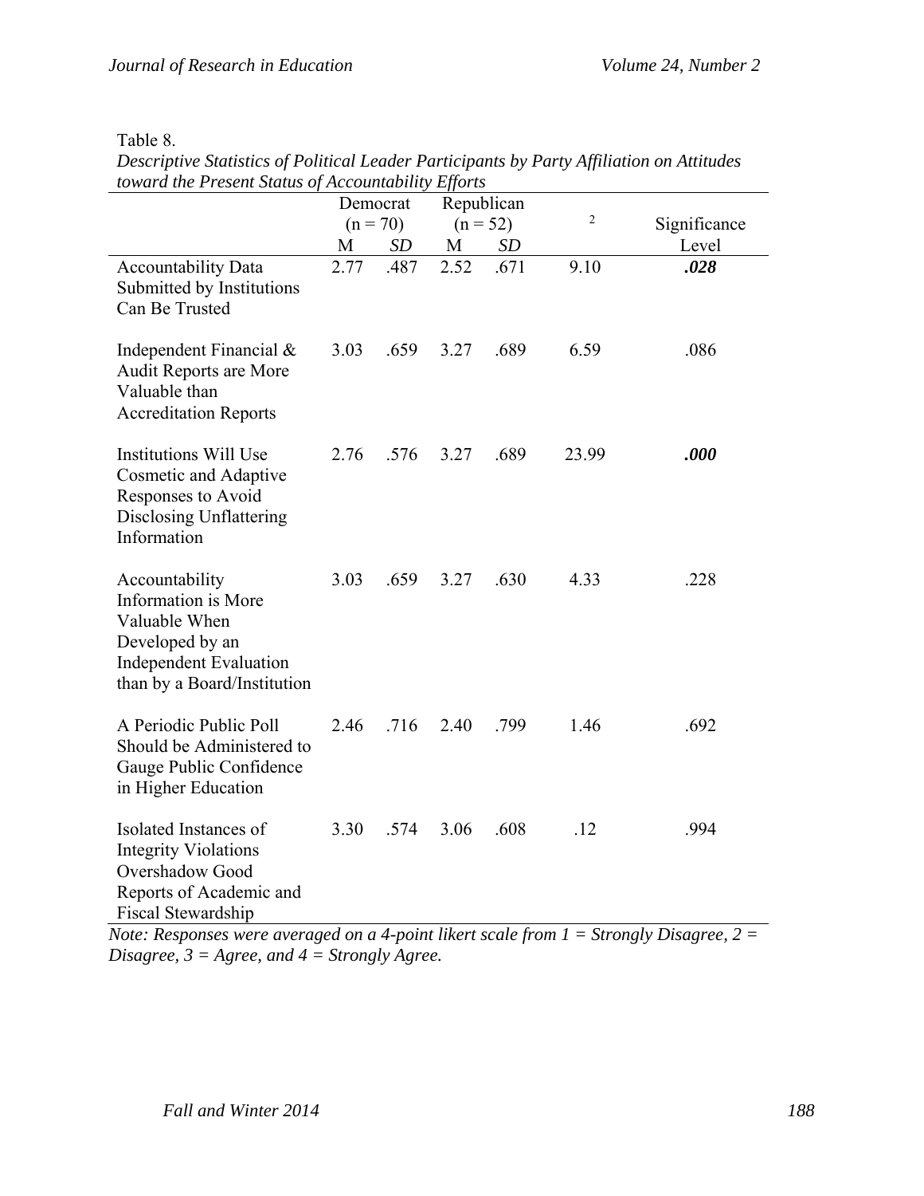Table 8.

*Descriptive Statistics of Political Leader Participants by Party Affiliation on Attitudes toward the Present Status of Accountability Efforts*

| | Democrat (n = 70) | | Republican (n = 52) | | $^{2}$ | Significance Level |
|---|---|---|---|---|---|---|
| | M | *SD* | M | *SD* | | |
| Accountability Data Submitted by Institutions Can Be Trusted | 2.77 | .487 | 2.52 | .671 | 9.10 | ***.028*** |
| Independent Financial & Audit Reports are More Valuable than Accreditation Reports | 3.03 | .659 | 3.27 | .689 | 6.59 | .086 |
| Institutions Will Use Cosmetic and Adaptive Responses to Avoid Disclosing Unflattering Information | 2.76 | .576 | 3.27 | .689 | 23.99 | ***.000*** |
| Accountability Information is More Valuable When Developed by an Independent Evaluation than by a Board/Institution | 3.03 | .659 | 3.27 | .630 | 4.33 | .228 |
| A Periodic Public Poll Should be Administered to Gauge Public Confidence in Higher Education | 2.46 | .716 | 2.40 | .799 | 1.46 | .692 |
| Isolated Instances of Integrity Violations Overshadow Good Reports of Academic and Fiscal Stewardship | 3.30 | .574 | 3.06 | .608 | .12 | .994 |

*Note: Responses were averaged on a 4-point likert scale from 1 = Strongly Disagree, 2 = Disagree, 3 = Agree, and 4 = Strongly Agree.*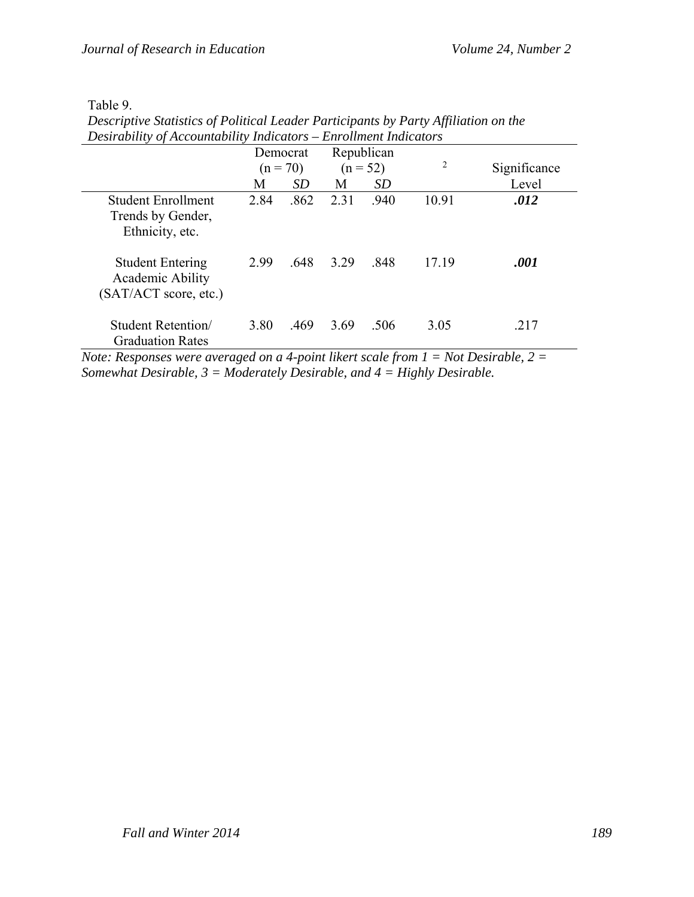Table 9.

*Descriptive Statistics of Political Leader Participants by Party Affiliation on the Desirability of Accountability Indicators – Enrollment Indicators*

| | Democrat (n = 70) | | Republican (n = 52) | | 2 | Significance Level |
|---|---|---|---|---|---|---|
| | M | *SD* | M | *SD* | | |
| Student Enrollment Trends by Gender, Ethnicity, etc. | 2.84 | .862 | 2.31 | .940 | 10.91 | ***.012*** |
| Student Entering Academic Ability (SAT/ACT score, etc.) | 2.99 | .648 | 3.29 | .848 | 17.19 | ***.001*** |
| Student Retention/ Graduation Rates | 3.80 | .469 | 3.69 | .506 | 3.05 | .217 |

*Note: Responses were averaged on a 4-point likert scale from 1 = Not Desirable, 2 = Somewhat Desirable, 3 = Moderately Desirable, and 4 = Highly Desirable.*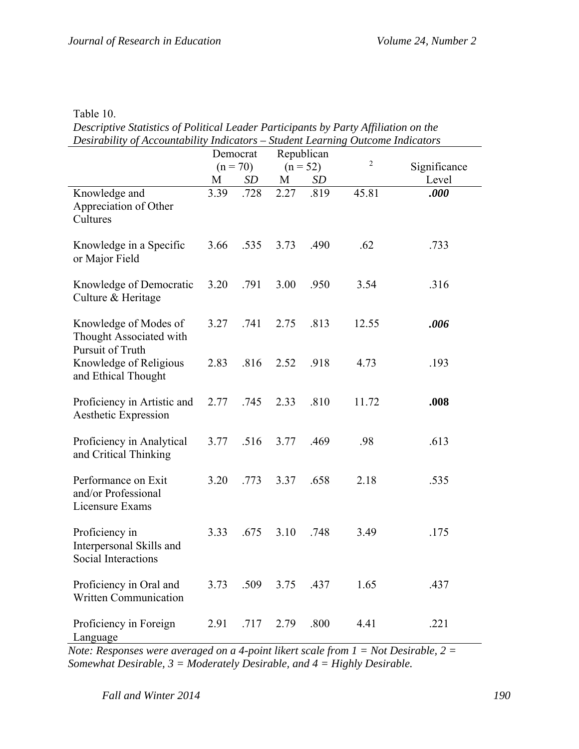Table 10.

*Descriptive Statistics of Political Leader Participants by Party Affiliation on the Desirability of Accountability Indicators – Student Learning Outcome Indicators*

| | Democrat (n = 70) | | Republican (n = 52) | | $^{2}$ | Significance Level |
|---|---|---|---|---|---|---|
| | M | *SD* | M | *SD* | | |
| Knowledge and Appreciation of Other Cultures | 3.39 | .728 | 2.27 | .819 | 45.81 | ***.000*** |
| Knowledge in a Specific or Major Field | 3.66 | .535 | 3.73 | .490 | .62 | .733 |
| Knowledge of Democratic Culture & Heritage | 3.20 | .791 | 3.00 | .950 | 3.54 | .316 |
| Knowledge of Modes of Thought Associated with Pursuit of Truth | 3.27 | .741 | 2.75 | .813 | 12.55 | ***.006*** |
| Knowledge of Religious and Ethical Thought | 2.83 | .816 | 2.52 | .918 | 4.73 | .193 |
| Proficiency in Artistic and Aesthetic Expression | 2.77 | .745 | 2.33 | .810 | 11.72 | **.008** |
| Proficiency in Analytical and Critical Thinking | 3.77 | .516 | 3.77 | .469 | .98 | .613 |
| Performance on Exit and/or Professional Licensure Exams | 3.20 | .773 | 3.37 | .658 | 2.18 | .535 |
| Proficiency in Interpersonal Skills and Social Interactions | 3.33 | .675 | 3.10 | .748 | 3.49 | .175 |
| Proficiency in Oral and Written Communication | 3.73 | .509 | 3.75 | .437 | 1.65 | .437 |
| Proficiency in Foreign Language | 2.91 | .717 | 2.79 | .800 | 4.41 | .221 |

*Note: Responses were averaged on a 4-point likert scale from 1 = Not Desirable, 2 = Somewhat Desirable, 3 = Moderately Desirable, and 4 = Highly Desirable.*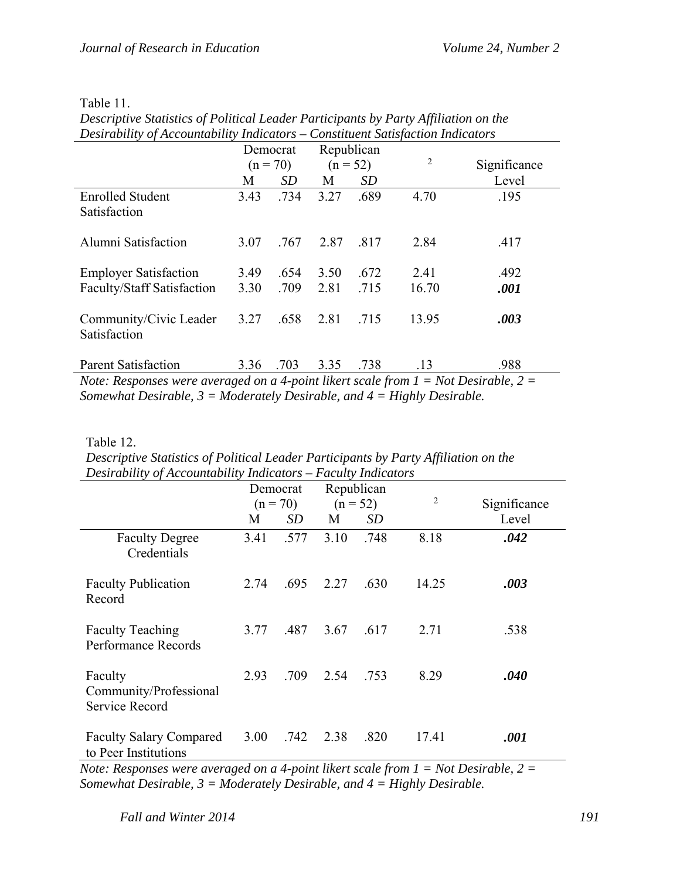Table 11.

*Descriptive Statistics of Political Leader Participants by Party Affiliation on the Desirability of Accountability Indicators – Constituent Satisfaction Indicators*

| | Democrat (n = 70) | | Republican (n = 52) | | $^{2}$ | Significance Level |
|---|---|---|---|---|---|---|
| | M | *SD* | M | *SD* | | |
| Enrolled Student Satisfaction | 3.43 | .734 | 3.27 | .689 | 4.70 | .195 |
| Alumni Satisfaction | 3.07 | .767 | 2.87 | .817 | 2.84 | .417 |
| Employer Satisfaction | 3.49 | .654 | 3.50 | .672 | 2.41 | .492 |
| Faculty/Staff Satisfaction | 3.30 | .709 | 2.81 | .715 | 16.70 | ***.001*** |
| Community/Civic Leader Satisfaction | 3.27 | .658 | 2.81 | .715 | 13.95 | ***.003*** |
| Parent Satisfaction | 3.36 | .703 | 3.35 | .738 | .13 | .988 |

*Note: Responses were averaged on a 4-point likert scale from 1 = Not Desirable, 2 = Somewhat Desirable, 3 = Moderately Desirable, and 4 = Highly Desirable.*

Table 12.

*Descriptive Statistics of Political Leader Participants by Party Affiliation on the Desirability of Accountability Indicators – Faculty Indicators*

| | Democrat (n = 70) | | Republican (n = 52) | | $^{2}$ | Significance Level |
|---|---|---|---|---|---|---|
| | M | *SD* | M | *SD* | | |
| Faculty Degree Credentials | 3.41 | .577 | 3.10 | .748 | 8.18 | ***.042*** |
| Faculty Publication Record | 2.74 | .695 | 2.27 | .630 | 14.25 | ***.003*** |
| Faculty Teaching Performance Records | 3.77 | .487 | 3.67 | .617 | 2.71 | .538 |
| Faculty Community/Professional Service Record | 2.93 | .709 | 2.54 | .753 | 8.29 | ***.040*** |
| Faculty Salary Compared to Peer Institutions | 3.00 | .742 | 2.38 | .820 | 17.41 | ***.001*** |

*Note: Responses were averaged on a 4-point likert scale from 1 = Not Desirable, 2 = Somewhat Desirable, 3 = Moderately Desirable, and 4 = Highly Desirable.*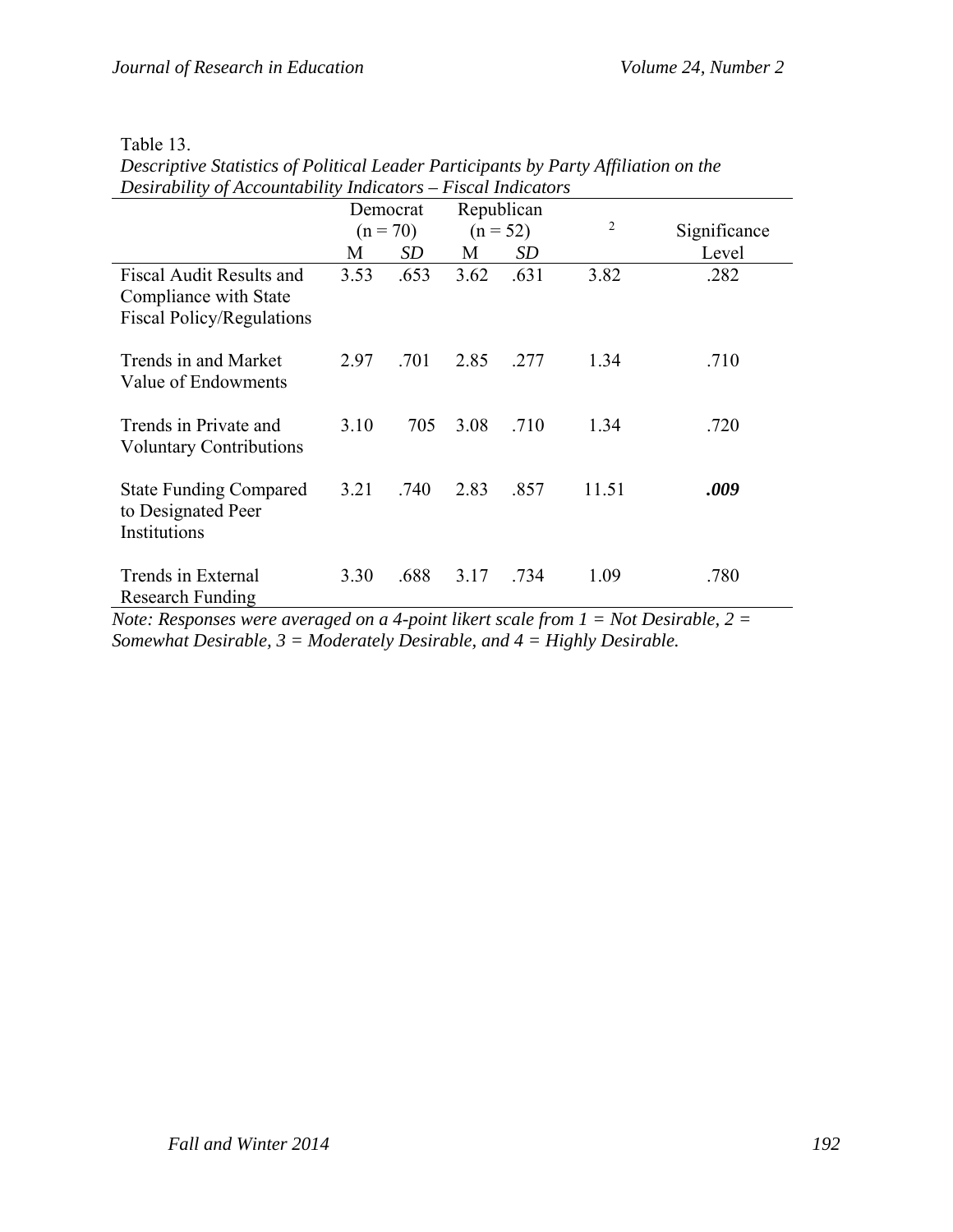Table 13.
*Descriptive Statistics of Political Leader Participants by Party Affiliation on the Desirability of Accountability Indicators – Fiscal Indicators*

| | Democrat (n = 70) | | Republican (n = 52) | | 2 | Significance Level |
|---|---|---|---|---|---|---|
| | M | *SD* | M | *SD* | | |
| Fiscal Audit Results and Compliance with State Fiscal Policy/Regulations | 3.53 | .653 | 3.62 | .631 | 3.82 | .282 |
| Trends in and Market Value of Endowments | 2.97 | .701 | 2.85 | .277 | 1.34 | .710 |
| Trends in Private and Voluntary Contributions | 3.10 | 705 | 3.08 | .710 | 1.34 | .720 |
| State Funding Compared to Designated Peer Institutions | 3.21 | .740 | 2.83 | .857 | 11.51 | ***.009*** |
| Trends in External Research Funding | 3.30 | .688 | 3.17 | .734 | 1.09 | .780 |

*Note: Responses were averaged on a 4-point likert scale from 1 = Not Desirable, 2 = Somewhat Desirable, 3 = Moderately Desirable, and 4 = Highly Desirable.*